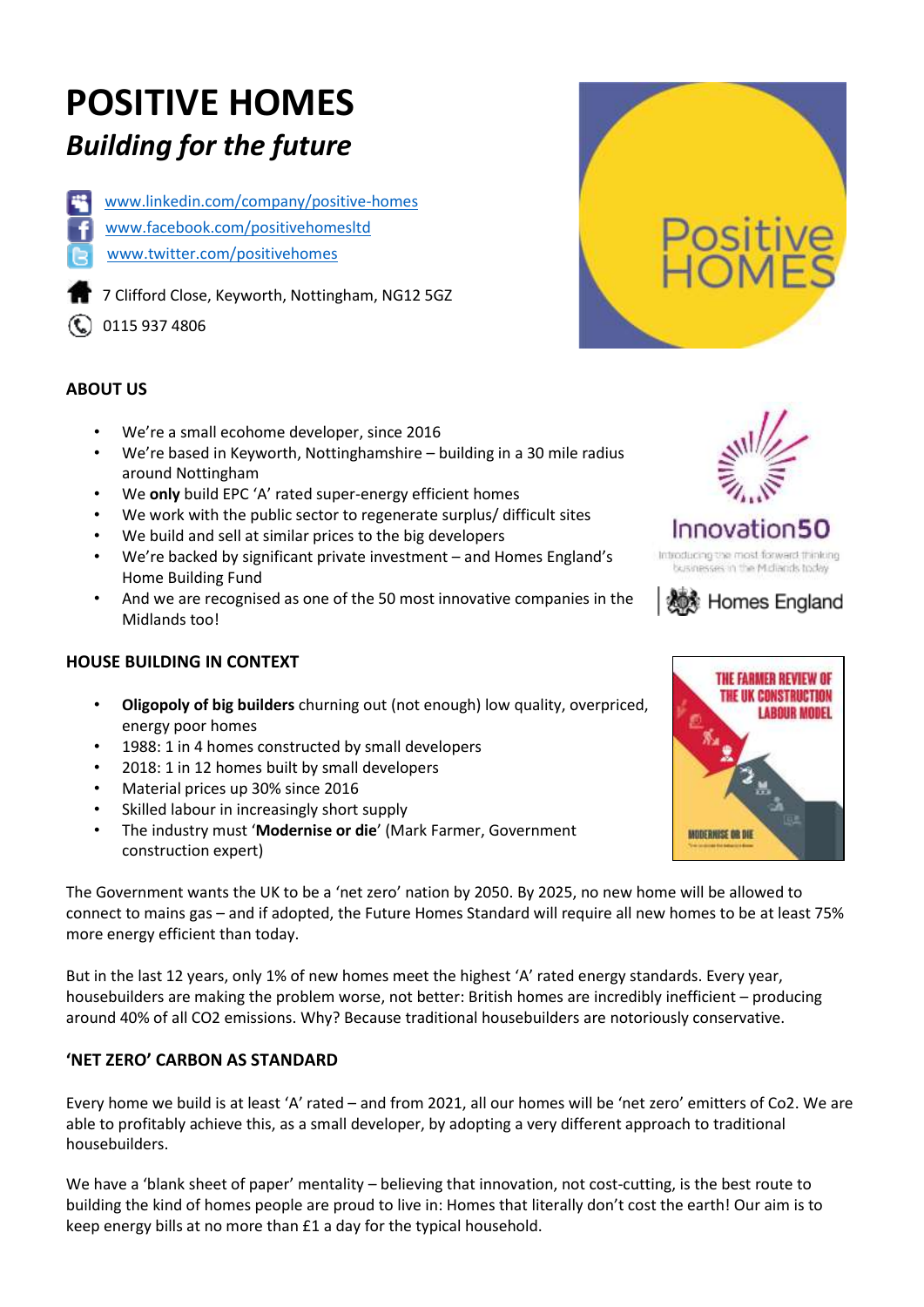# POSITIVE HOMES

## *Building for the future*

www.linkedin.com/company/positive-homes
www.facebook.com/positivehomesltd
www.twitter.com/positivehomes

7 Clifford Close, Keyworth, Nottingham, NG12 5GZ

0115 937 4806

### ABOUT US

- We're a small ecohome developer, since 2016
- We're based in Keyworth, Nottinghamshire – building in a 30 mile radius around Nottingham
- We **only** build EPC 'A' rated super-energy efficient homes
- We work with the public sector to regenerate surplus/ difficult sites
- We build and sell at similar prices to the big developers
- We're backed by significant private investment – and Homes England's Home Building Fund
- And we are recognised as one of the 50 most innovative companies in the Midlands too!

### HOUSE BUILDING IN CONTEXT

- **Oligopoly of big builders** churning out (not enough) low quality, overpriced, energy poor homes
- 1988: 1 in 4 homes constructed by small developers
- 2018: 1 in 12 homes built by small developers
- Material prices up 30% since 2016
- Skilled labour in increasingly short supply
- The industry must '**Modernise or die**' (Mark Farmer, Government construction expert)

The Government wants the UK to be a 'net zero' nation by 2050. By 2025, no new home will be allowed to connect to mains gas – and if adopted, the Future Homes Standard will require all new homes to be at least 75% more energy efficient than today.

But in the last 12 years, only 1% of new homes meet the highest 'A' rated energy standards. Every year, housebuilders are making the problem worse, not better: British homes are incredibly inefficient – producing around 40% of all CO2 emissions. Why? Because traditional housebuilders are notoriously conservative.

### 'NET ZERO' CARBON AS STANDARD

Every home we build is at least 'A' rated – and from 2021, all our homes will be 'net zero' emitters of Co2. We are able to profitably achieve this, as a small developer, by adopting a very different approach to traditional housebuilders.

We have a 'blank sheet of paper' mentality – believing that innovation, not cost-cutting, is the best route to building the kind of homes people are proud to live in: Homes that literally don't cost the earth! Our aim is to keep energy bills at no more than £1 a day for the typical household.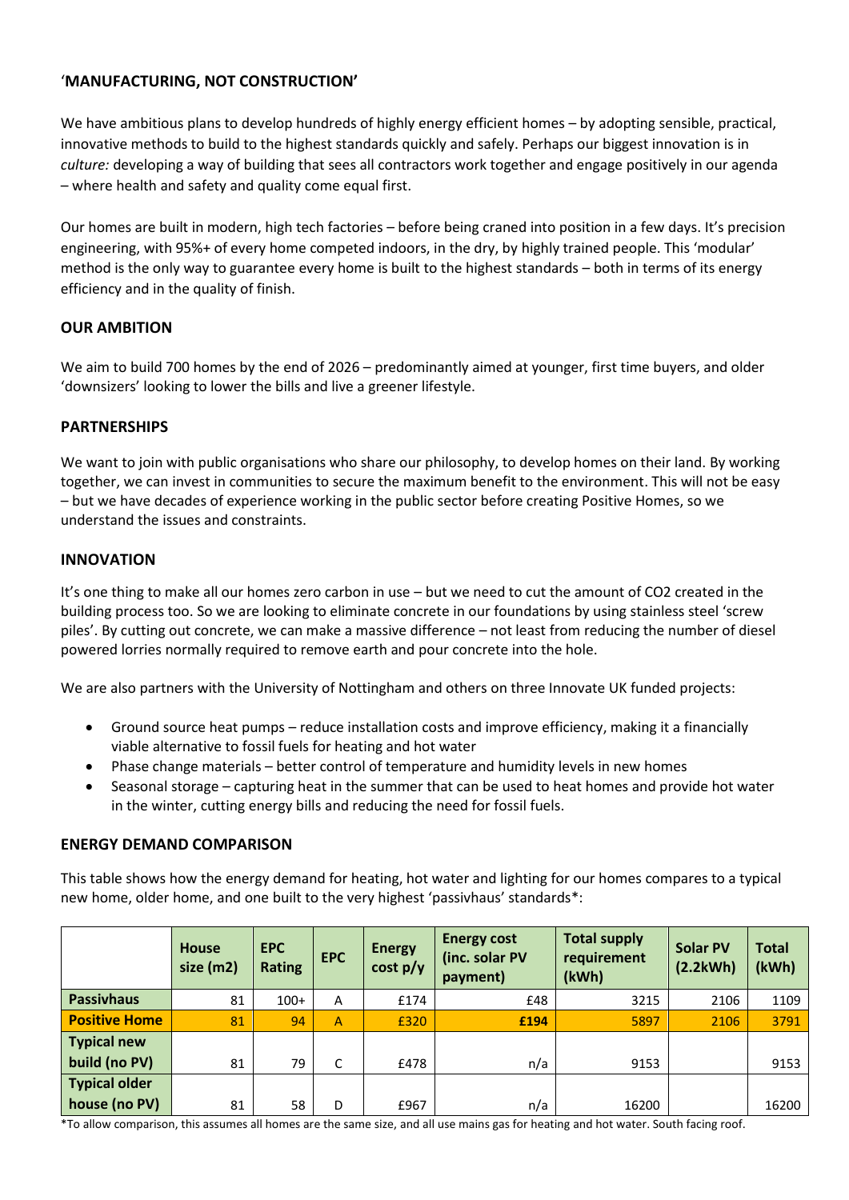## 'MANUFACTURING, NOT CONSTRUCTION'

We have ambitious plans to develop hundreds of highly energy efficient homes – by adopting sensible, practical, innovative methods to build to the highest standards quickly and safely. Perhaps our biggest innovation is in *culture:* developing a way of building that sees all contractors work together and engage positively in our agenda – where health and safety and quality come equal first.

Our homes are built in modern, high tech factories – before being craned into position in a few days. It's precision engineering, with 95%+ of every home competed indoors, in the dry, by highly trained people. This 'modular' method is the only way to guarantee every home is built to the highest standards – both in terms of its energy efficiency and in the quality of finish.

## OUR AMBITION

We aim to build 700 homes by the end of 2026 – predominantly aimed at younger, first time buyers, and older 'downsizers' looking to lower the bills and live a greener lifestyle.

## PARTNERSHIPS

We want to join with public organisations who share our philosophy, to develop homes on their land. By working together, we can invest in communities to secure the maximum benefit to the environment. This will not be easy – but we have decades of experience working in the public sector before creating Positive Homes, so we understand the issues and constraints.

## INNOVATION

It's one thing to make all our homes zero carbon in use – but we need to cut the amount of $CO_2$ created in the building process too. So we are looking to eliminate concrete in our foundations by using stainless steel 'screw piles'. By cutting out concrete, we can make a massive difference – not least from reducing the number of diesel powered lorries normally required to remove earth and pour concrete into the hole.

We are also partners with the University of Nottingham and others on three Innovate UK funded projects:

- Ground source heat pumps – reduce installation costs and improve efficiency, making it a financially viable alternative to fossil fuels for heating and hot water
- Phase change materials – better control of temperature and humidity levels in new homes
- Seasonal storage – capturing heat in the summer that can be used to heat homes and provide hot water in the winter, cutting energy bills and reducing the need for fossil fuels.

## ENERGY DEMAND COMPARISON

This table shows how the energy demand for heating, hot water and lighting for our homes compares to a typical new home, older home, and one built to the very highest 'passivhaus' standards*:

| | House size (m2) | EPC Rating | EPC | Energy cost p/y | Energy cost (inc. solar PV payment) | Total supply requirement (kWh) | Solar PV (2.2kWh) | Total (kWh) |
|---|---|---|---|---|---|---|---|---|
| **Passivhaus** | 81 | 100+ | A | £174 | £48 | 3215 | 2106 | 1109 |
| **Positive Home** | 81 | 94 | A | £320 | **£194** | 5897 | 2106 | 3791 |
| **Typical new build (no PV)** | 81 | 79 | C | £478 | n/a | 9153 | | 9153 |
| **Typical older house (no PV)** | 81 | 58 | D | £967 | n/a | 16200 | | 16200 |

*To allow comparison, this assumes all homes are the same size, and all use mains gas for heating and hot water. South facing roof.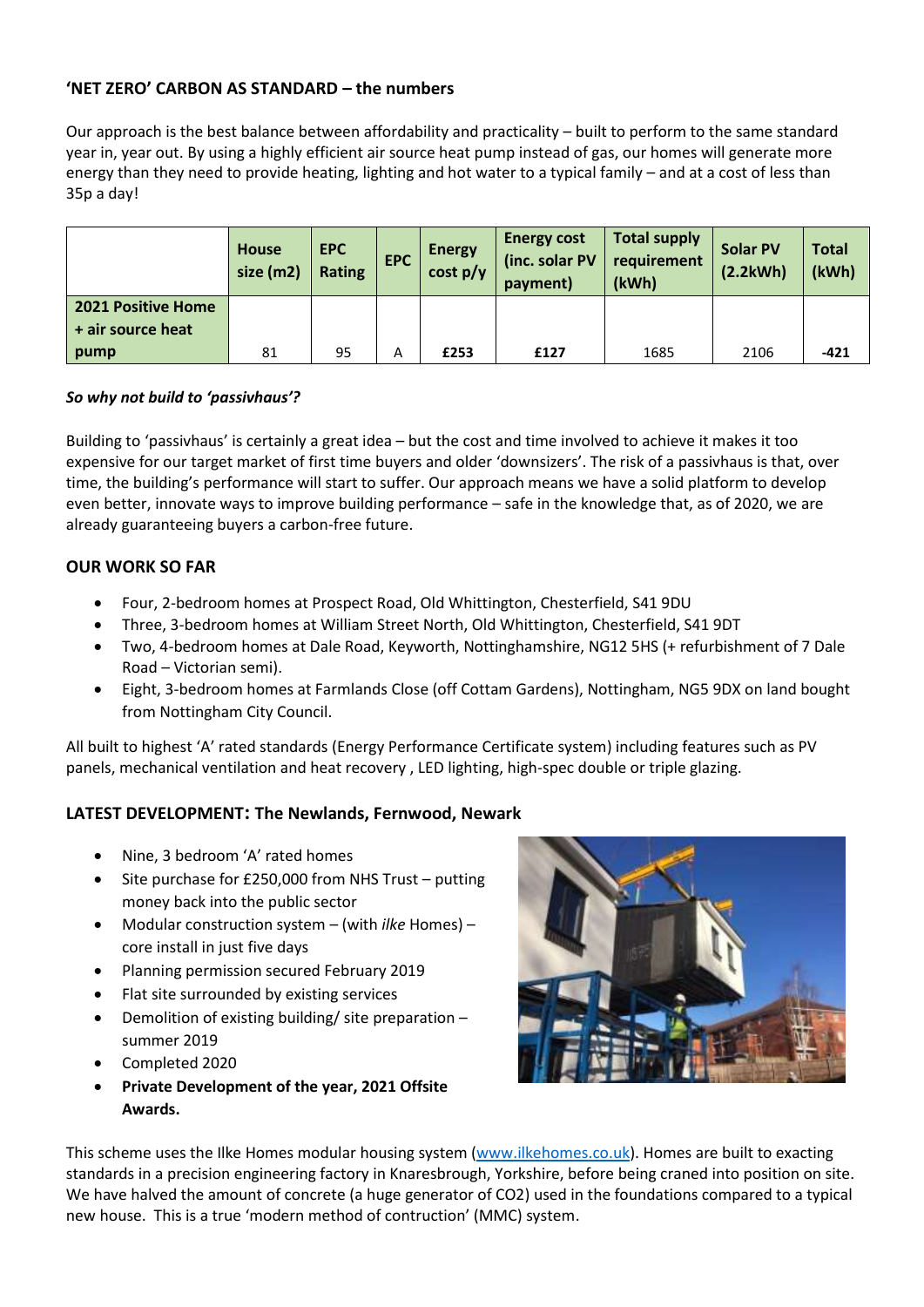### 'NET ZERO' CARBON AS STANDARD – the numbers

Our approach is the best balance between affordability and practicality – built to perform to the same standard year in, year out. By using a highly efficient air source heat pump instead of gas, our homes will generate more energy than they need to provide heating, lighting and hot water to a typical family – and at a cost of less than 35p a day!

| | House size (m2) | EPC Rating | EPC | Energy cost p/y | Energy cost (inc. solar PV payment) | Total supply requirement (kWh) | Solar PV (2.2kWh) | Total (kWh) |
|---|---|---|---|---|---|---|---|---|
| **2021 Positive Home + air source heat pump** | 81 | 95 | A | **£253** | **£127** | 1685 | 2106 | **-421** |

***So why not build to 'passivhaus'?***

Building to 'passivhaus' is certainly a great idea – but the cost and time involved to achieve it makes it too expensive for our target market of first time buyers and older 'downsizers'. The risk of a passivhaus is that, over time, the building's performance will start to suffer. Our approach means we have a solid platform to develop even better, innovate ways to improve building performance – safe in the knowledge that, as of 2020, we are already guaranteeing buyers a carbon-free future.

### OUR WORK SO FAR

- Four, 2-bedroom homes at Prospect Road, Old Whittington, Chesterfield, S41 9DU
- Three, 3-bedroom homes at William Street North, Old Whittington, Chesterfield, S41 9DT
- Two, 4-bedroom homes at Dale Road, Keyworth, Nottinghamshire, NG12 5HS (+ refurbishment of 7 Dale Road – Victorian semi).
- Eight, 3-bedroom homes at Farmlands Close (off Cottam Gardens), Nottingham, NG5 9DX on land bought from Nottingham City Council.

All built to highest 'A' rated standards (Energy Performance Certificate system) including features such as PV panels, mechanical ventilation and heat recovery , LED lighting, high-spec double or triple glazing.

### LATEST DEVELOPMENT: The Newlands, Fernwood, Newark

- Nine, 3 bedroom 'A' rated homes
- Site purchase for £250,000 from NHS Trust – putting money back into the public sector
- Modular construction system – (with *ilke* Homes) – core install in just five days
- Planning permission secured February 2019
- Flat site surrounded by existing services
- Demolition of existing building/ site preparation – summer 2019
- Completed 2020
- **Private Development of the year, 2021 Offsite Awards.**

This scheme uses the Ilke Homes modular housing system (www.ilkehomes.co.uk). Homes are built to exacting standards in a precision engineering factory in Knaresbrough, Yorkshire, before being craned into position on site. We have halved the amount of concrete (a huge generator of CO2) used in the foundations compared to a typical new house. This is a true 'modern method of contruction' (MMC) system.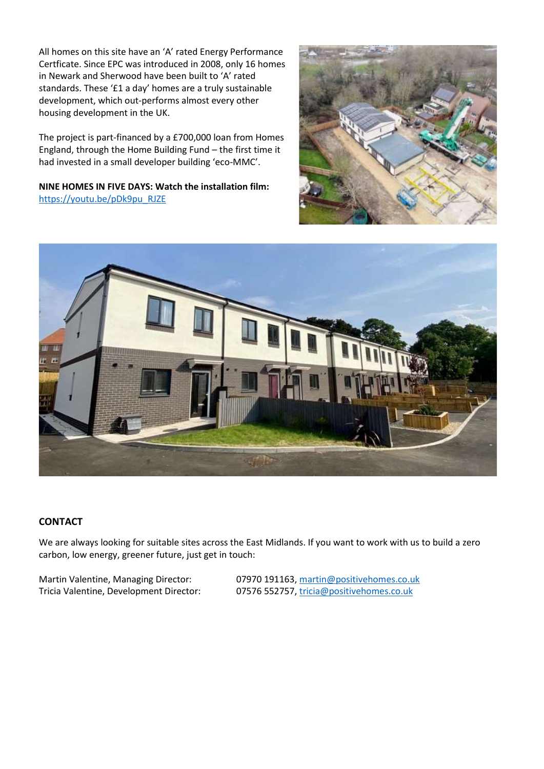All homes on this site have an 'A' rated Energy Performance Certficate. Since EPC was introduced in 2008, only 16 homes in Newark and Sherwood have been built to 'A' rated standards. These '£1 a day' homes are a truly sustainable development, which out-performs almost every other housing development in the UK.

The project is part-financed by a £700,000 loan from Homes England, through the Home Building Fund – the first time it had invested in a small developer building 'eco-MMC'.

**NINE HOMES IN FIVE DAYS: Watch the installation film:**
https://youtu.be/pDk9pu_RJZE

## CONTACT

We are always looking for suitable sites across the East Midlands. If you want to work with us to build a zero carbon, low energy, greener future, just get in touch:

Martin Valentine, Managing Director: 07970 191163, martin@positivehomes.co.uk
Tricia Valentine, Development Director: 07576 552757, tricia@positivehomes.co.uk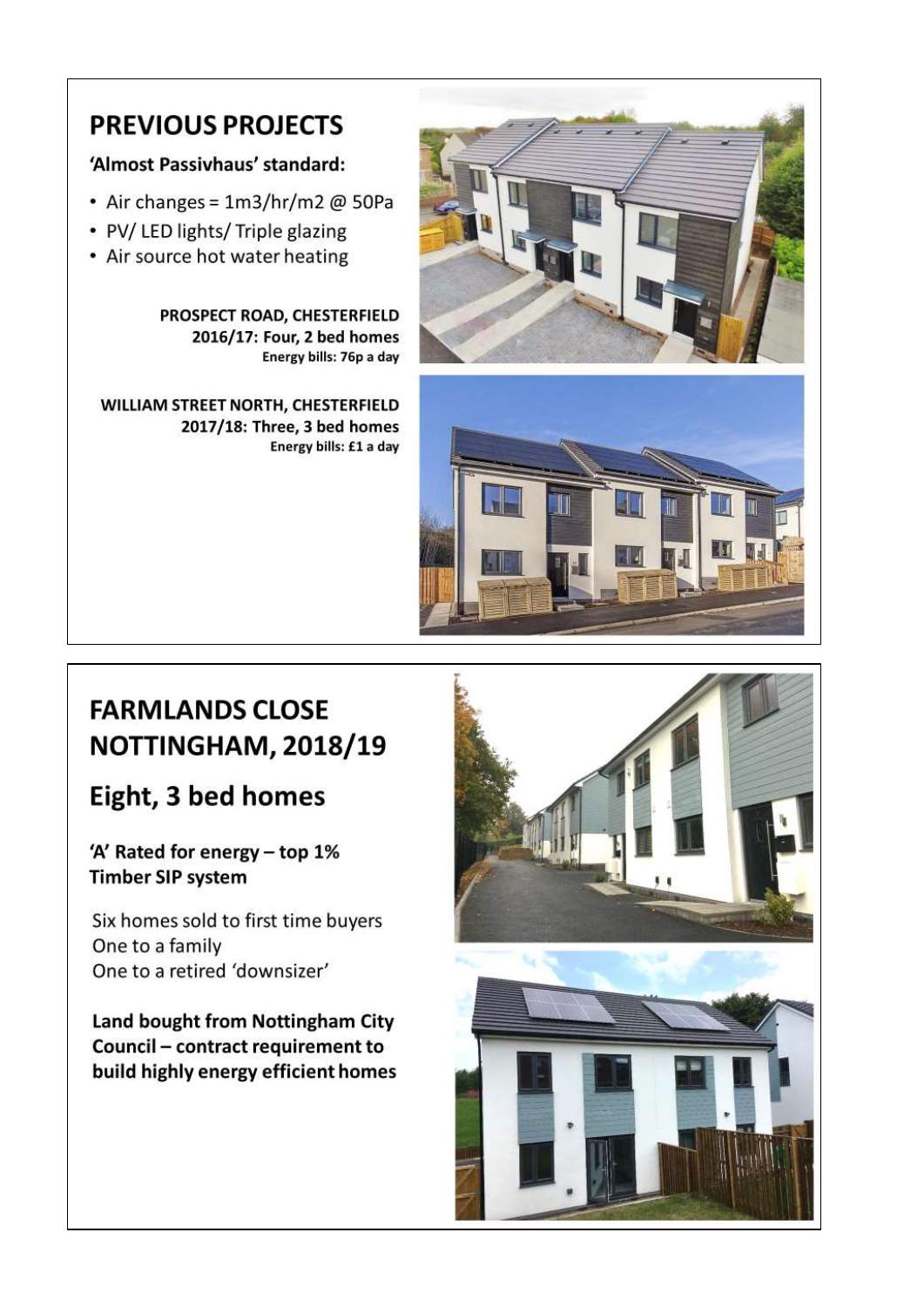## PREVIOUS PROJECTS

**'Almost Passivhaus' standard:**

- Air changes = 1m3/hr/m2 @ 50Pa
- PV/ LED lights/ Triple glazing
- Air source hot water heating

**PROSPECT ROAD, CHESTERFIELD**
**2016/17: Four, 2 bed homes**
**Energy bills: 76p a day**

**WILLIAM STREET NORTH, CHESTERFIELD**
**2017/18: Three, 3 bed homes**
**Energy bills: £1 a day**

## FARMLANDS CLOSE NOTTINGHAM, 2018/19

### Eight, 3 bed homes

**'A' Rated for energy – top 1%**
**Timber SIP system**

Six homes sold to first time buyers
One to a family
One to a retired 'downsizer'

**Land bought from Nottingham City Council – contract requirement to build highly energy efficient homes**